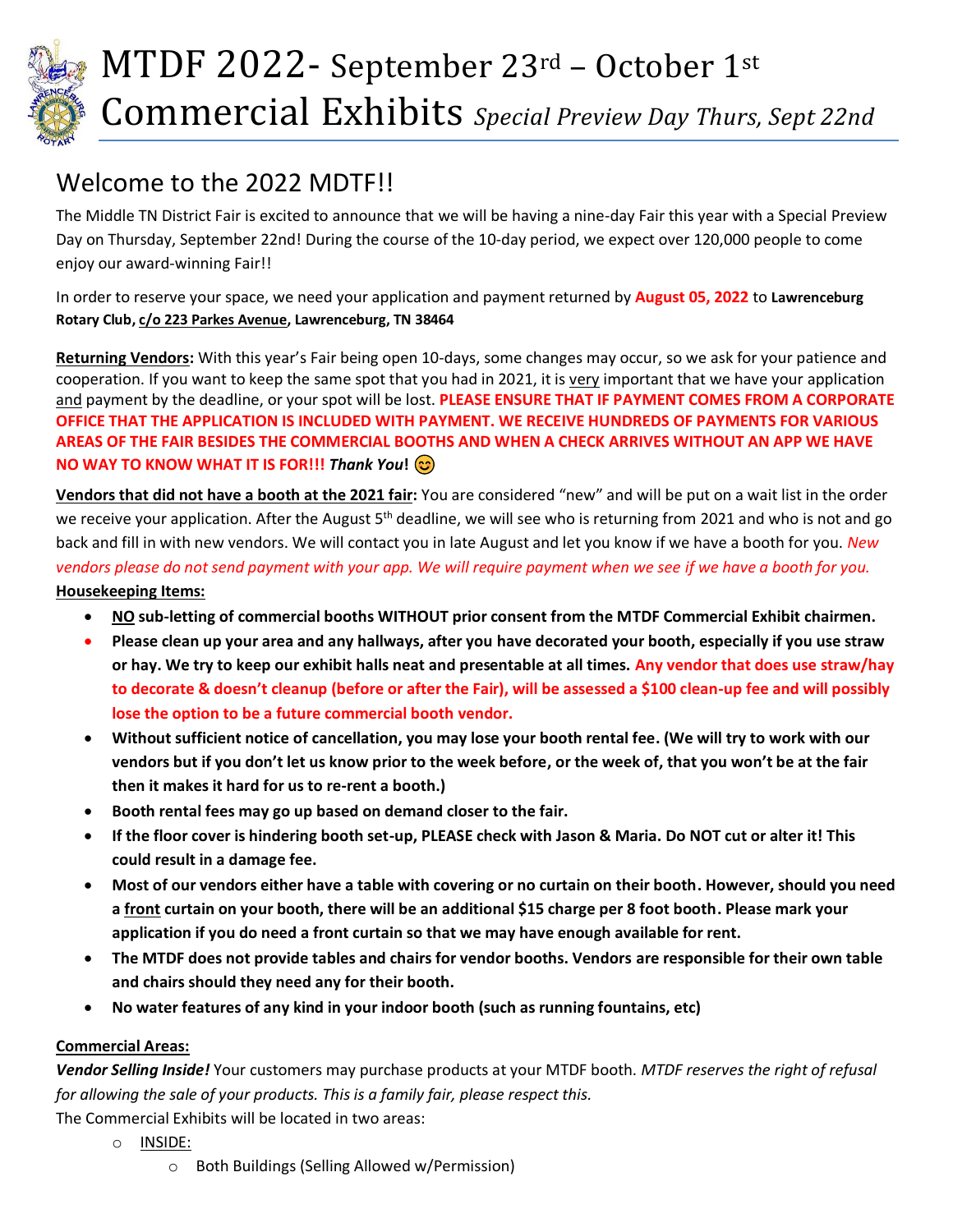# MTDF 2022- September 23rd – October 1st

# Commercial Exhibits *Special Preview Day Thurs, Sept 22nd*

## Welcome to the 2022 MDTF!!

The Middle TN District Fair is excited to announce that we will be having a nine-day Fair this year with a Special Preview Day on Thursday, September 22nd! During the course of the 10-day period, we expect over 120,000 people to come enjoy our award-winning Fair!!

In order to reserve your space, we need your application and payment returned by **August 05, 2022** to **Lawrenceburg Rotary Club, c/o 223 Parkes Avenue, Lawrenceburg, TN 38464**

**Returning Vendors:** With this year's Fair being open 10-days, some changes may occur, so we ask for your patience and cooperation. If you want to keep the same spot that you had in 2021, it is very important that we have your application and payment by the deadline, or your spot will be lost. **PLEASE ENSURE THAT IF PAYMENT COMES FROM A CORPORATE OFFICE THAT THE APPLICATION IS INCLUDED WITH PAYMENT. WE RECEIVE HUNDREDS OF PAYMENTS FOR VARIOUS AREAS OF THE FAIR BESIDES THE COMMERCIAL BOOTHS AND WHEN A CHECK ARRIVES WITHOUT AN APP WE HAVE NO WAY TO KNOW WHAT IT IS FOR!!!** ***Thank You*!** 😊

**Vendors that did not have a booth at the 2021 fair:** You are considered "new" and will be put on a wait list in the order we receive your application. After the August 5th deadline, we will see who is returning from 2021 and who is not and go back and fill in with new vendors. We will contact you in late August and let you know if we have a booth for you. *New vendors please do not send payment with your app. We will require payment when we see if we have a booth for you.*

**Housekeeping Items:**

- **NO sub-letting of commercial booths WITHOUT prior consent from the MTDF Commercial Exhibit chairmen.**
- **Please clean up your area and any hallways, after you have decorated your booth, especially if you use straw or hay. We try to keep our exhibit halls neat and presentable at all times. Any vendor that does use straw/hay to decorate & doesn't cleanup (before or after the Fair), will be assessed a $100 clean-up fee and will possibly lose the option to be a future commercial booth vendor.**
- **Without sufficient notice of cancellation, you may lose your booth rental fee. (We will try to work with our vendors but if you don't let us know prior to the week before, or the week of, that you won't be at the fair then it makes it hard for us to re-rent a booth.)**
- **Booth rental fees may go up based on demand closer to the fair.**
- **If the floor cover is hindering booth set-up, PLEASE check with Jason & Maria. Do NOT cut or alter it! This could result in a damage fee.**
- **Most of our vendors either have a table with covering or no curtain on their booth. However, should you need a front curtain on your booth, there will be an additional $15 charge per 8 foot booth. Please mark your application if you do need a front curtain so that we may have enough available for rent.**
- **The MTDF does not provide tables and chairs for vendor booths. Vendors are responsible for their own table and chairs should they need any for their booth.**
- **No water features of any kind in your indoor booth (such as running fountains, etc)**

**Commercial Areas:**

***Vendor Selling Inside!*** Your customers may purchase products at your MTDF booth. *MTDF reserves the right of refusal for allowing the sale of your products. This is a family fair, please respect this.*

The Commercial Exhibits will be located in two areas:

- INSIDE:
  - Both Buildings (Selling Allowed w/Permission)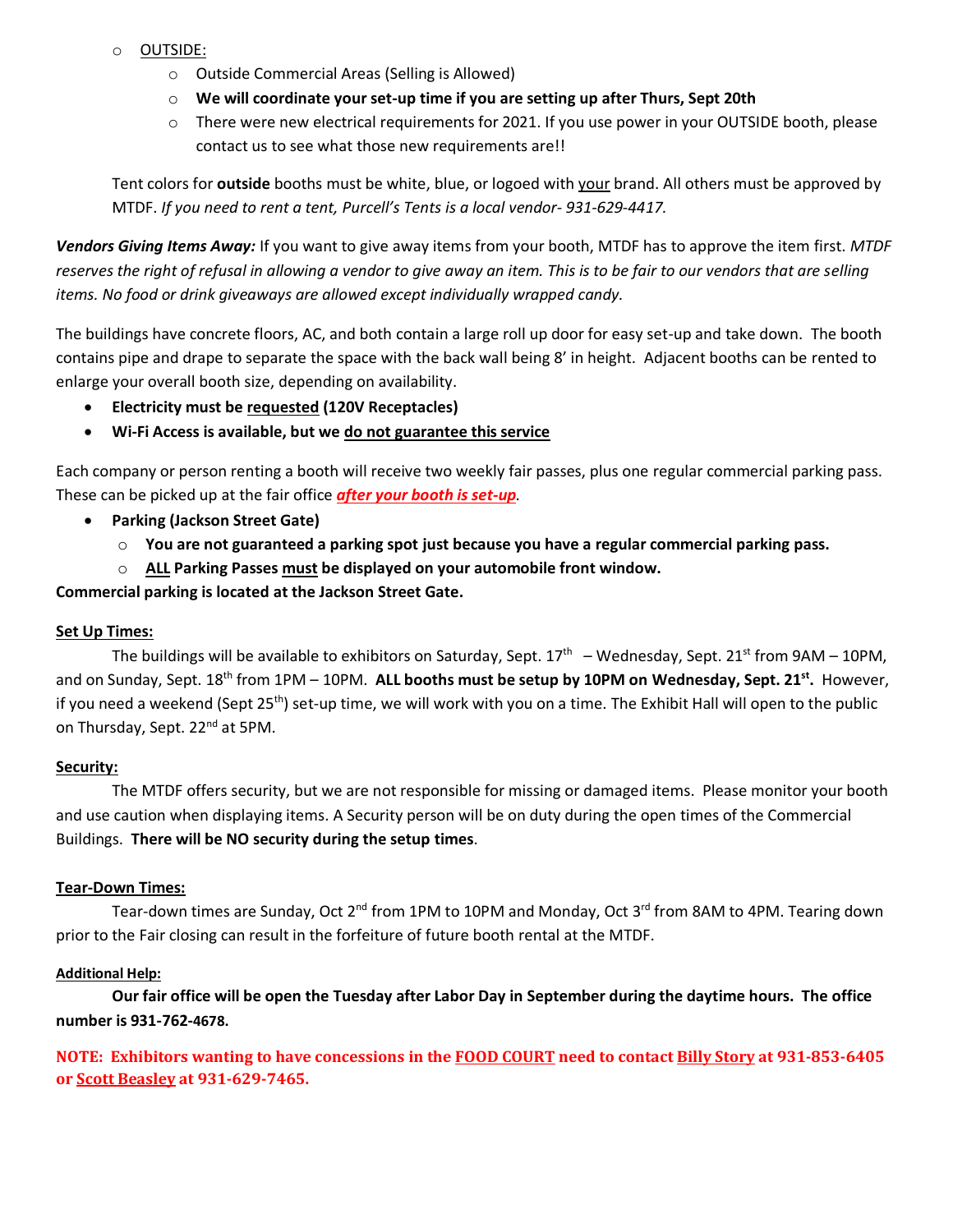- OUTSIDE:
    - Outside Commercial Areas (Selling is Allowed)
    - **We will coordinate your set-up time if you are setting up after Thurs, Sept 20th**
    - There were new electrical requirements for 2021. If you use power in your OUTSIDE booth, please contact us to see what those new requirements are!!

Tent colors for **outside** booths must be white, blue, or logoed with your brand. All others must be approved by MTDF. *If you need to rent a tent, Purcell's Tents is a local vendor- 931-629-4417.*

***Vendors Giving Items Away:*** If you want to give away items from your booth, MTDF has to approve the item first. *MTDF reserves the right of refusal in allowing a vendor to give away an item. This is to be fair to our vendors that are selling items. No food or drink giveaways are allowed except individually wrapped candy.*

The buildings have concrete floors, AC, and both contain a large roll up door for easy set-up and take down. The booth contains pipe and drape to separate the space with the back wall being 8' in height. Adjacent booths can be rented to enlarge your overall booth size, depending on availability.

- **Electricity must be requested (120V Receptacles)**
- **Wi-Fi Access is available, but we do not guarantee this service**

Each company or person renting a booth will receive two weekly fair passes, plus one regular commercial parking pass. These can be picked up at the fair office ***after your booth is set-up***.

- **Parking (Jackson Street Gate)**
    - **You are not guaranteed a parking spot just because you have a regular commercial parking pass.**
    - **ALL Parking Passes must be displayed on your automobile front window.**

**Commercial parking is located at the Jackson Street Gate.**

## Set Up Times:

The buildings will be available to exhibitors on Saturday, Sept. 17th – Wednesday, Sept. 21st from 9AM – 10PM, and on Sunday, Sept. 18th from 1PM – 10PM. **ALL booths must be setup by 10PM on Wednesday, Sept. 21st.** However, if you need a weekend (Sept 25th) set-up time, we will work with you on a time. The Exhibit Hall will open to the public on Thursday, Sept. 22nd at 5PM.

## Security:

The MTDF offers security, but we are not responsible for missing or damaged items. Please monitor your booth and use caution when displaying items. A Security person will be on duty during the open times of the Commercial Buildings. **There will be NO security during the setup times**.

## Tear-Down Times:

Tear-down times are Sunday, Oct 2nd from 1PM to 10PM and Monday, Oct 3rd from 8AM to 4PM. Tearing down prior to the Fair closing can result in the forfeiture of future booth rental at the MTDF.

### Additional Help:

**Our fair office will be open the Tuesday after Labor Day in September during the daytime hours. The office number is 931-762-4678.**

**NOTE: Exhibitors wanting to have concessions in the FOOD COURT need to contact Billy Story at 931-853-6405 or Scott Beasley at 931-629-7465.**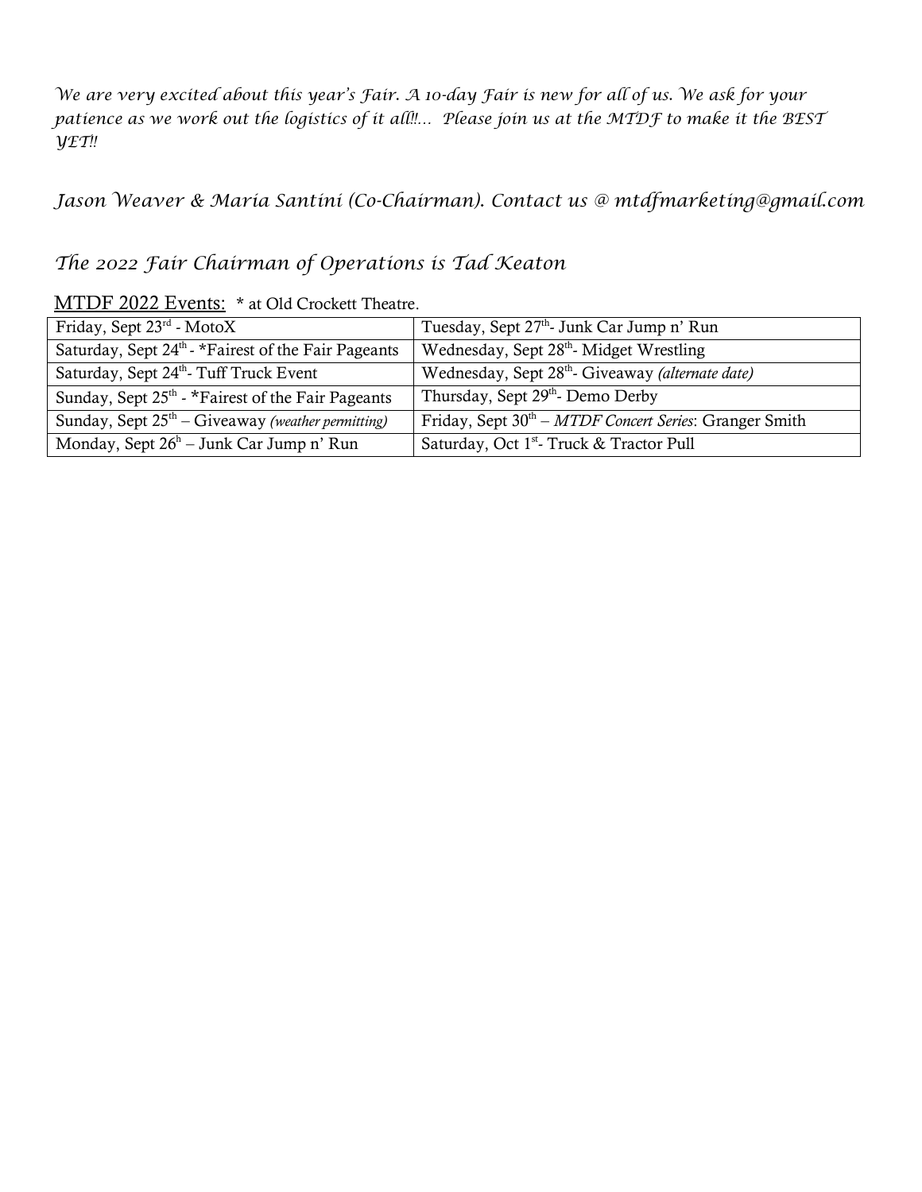*We are very excited about this year's Fair. A 10-day Fair is new for all of us. We ask for your patience as we work out the logistics of it all!!... Please join us at the MTDF to make it the BEST YET!!*

*Jason Weaver & Maria Santini (Co-Chairman). Contact us @ mtdfmarketing@gmail.com*

*The 2022 Fair Chairman of Operations is Tad Keaton*

MTDF 2022 Events: * at Old Crockett Theatre.

| | |
|---|---|
| Friday, Sept 23rd - MotoX | Tuesday, Sept 27th- Junk Car Jump n' Run |
| Saturday, Sept 24th - *Fairest of the Fair Pageants | Wednesday, Sept 28th- Midget Wrestling |
| Saturday, Sept 24th- Tuff Truck Event | Wednesday, Sept 28th- Giveaway *(alternate date)* |
| Sunday, Sept 25th - *Fairest of the Fair Pageants | Thursday, Sept 29th- Demo Derby |
| Sunday, Sept 25th – Giveaway *(weather permitting)* | Friday, Sept 30th – *MTDF Concert Series*: Granger Smith |
| Monday, Sept 26h – Junk Car Jump n' Run | Saturday, Oct 1st- Truck & Tractor Pull |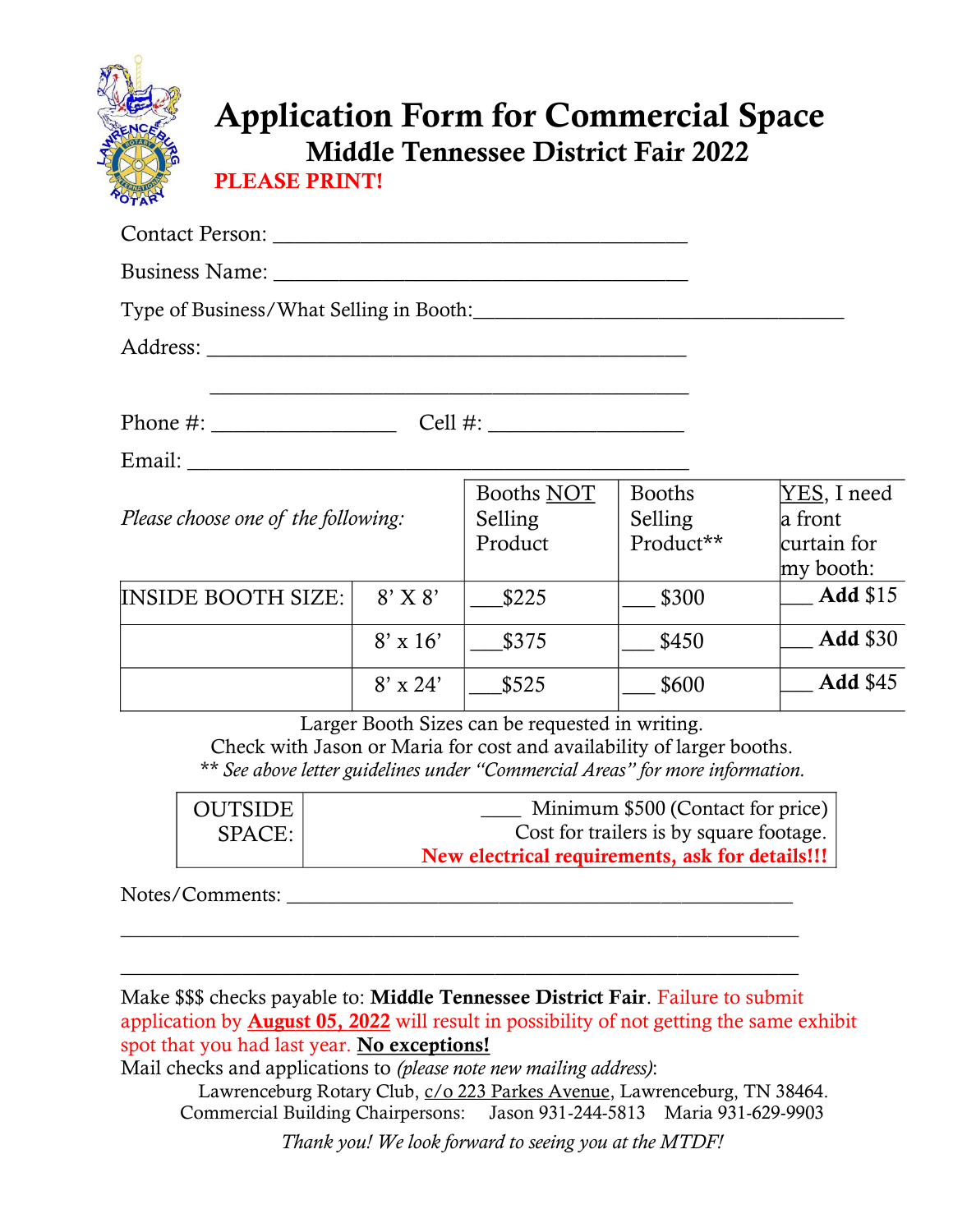# Application Form for Commercial Space

## Middle Tennessee District Fair 2022

**PLEASE PRINT!**

Contact Person: ______________________________________

Business Name: ______________________________________

Type of Business/What Selling in Booth:__________________________________

Address: ____________________________________________

____________________________________________

Phone #: _________________ Cell #: __________________

Email: ______________________________________________

| *Please choose one of the following:* | | Booths NOT Selling Product | Booths Selling Product** | YES, I need a front curtain for my booth: |
|---|---|---|---|---|
| INSIDE BOOTH SIZE: | 8' X 8' | ___$225 | ___ $300 | ___ **Add** $15 |
| | 8' x 16' | ___$375 | ___ $450 | ___ **Add** $30 |
| | 8' x 24' | ___$525 | ___ $600 | ___ **Add** $45 |

Larger Booth Sizes can be requested in writing.
Check with Jason or Maria for cost and availability of larger booths.
*** See above letter guidelines under "Commercial Areas" for more information.*

| | |
|---|---|
| OUTSIDE SPACE: | ____ Minimum $500 (Contact for price) Cost for trailers is by square footage. **New electrical requirements, ask for details!!!** |

Notes/Comments: ________________________________________________

________________________________________________________________

________________________________________________________________

Make $$$ checks payable to: **Middle Tennessee District Fair**. Failure to submit application by **August 05, 2022** will result in possibility of not getting the same exhibit spot that you had last year. **No exceptions!**

Mail checks and applications to *(please note new mailing address)*:

Lawrenceburg Rotary Club, c/o 223 Parkes Avenue, Lawrenceburg, TN 38464.

Commercial Building Chairpersons: Jason 931-244-5813 Maria 931-629-9903

*Thank you! We look forward to seeing you at the MTDF!*